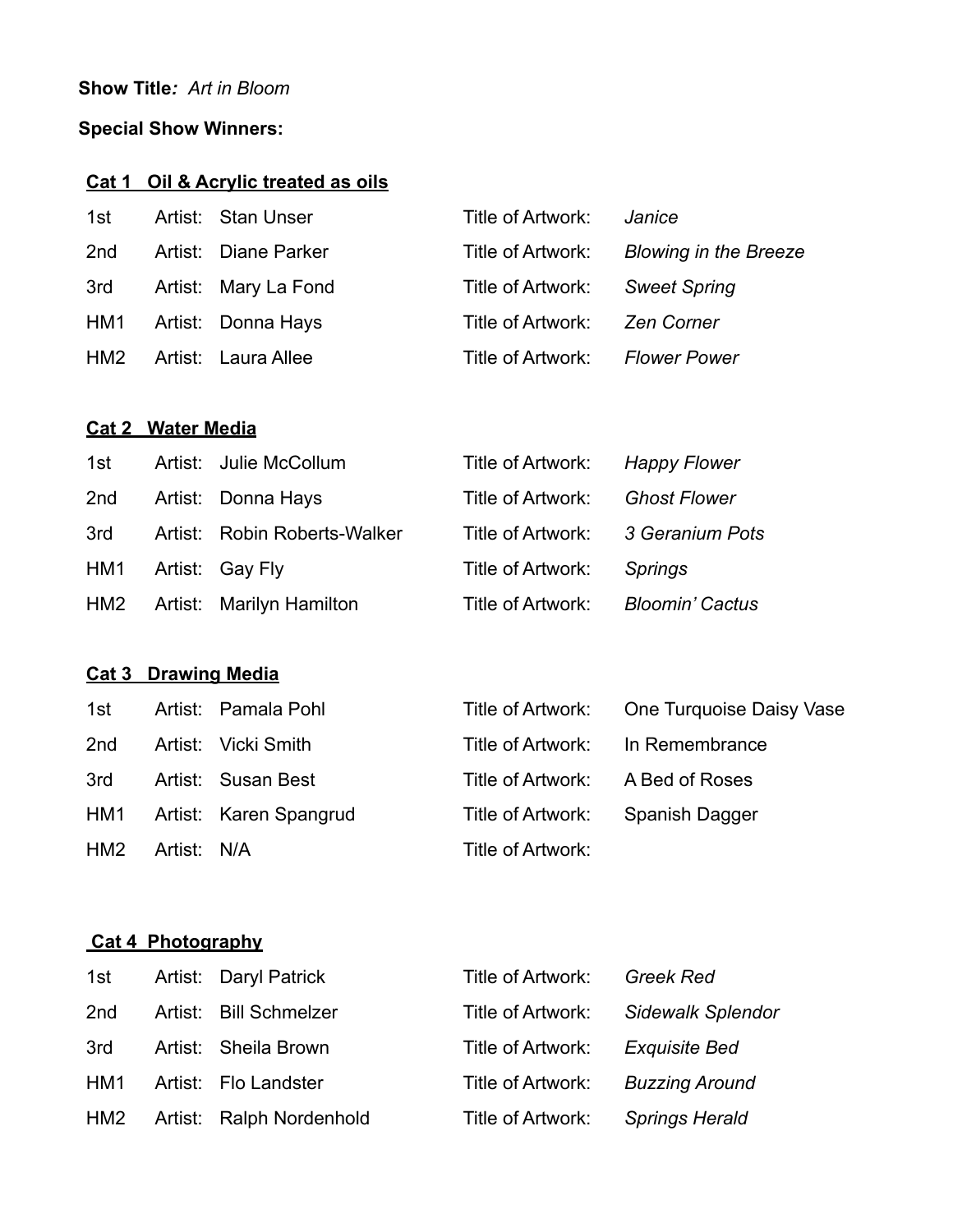**Show Title***:* *Art in Bloom*

**Special Show Winners:**

### Cat 1 Oil & Acrylic treated as oils

| | | | | |
|---|---|---|---|---|
| 1st | Artist: | Stan Unser | Title of Artwork: | *Janice* |
| 2nd | Artist: | Diane Parker | Title of Artwork: | *Blowing in the Breeze* |
| 3rd | Artist: | Mary La Fond | Title of Artwork: | *Sweet Spring* |
| HM1 | Artist: | Donna Hays | Title of Artwork: | *Zen Corner* |
| HM2 | Artist: | Laura Allee | Title of Artwork: | *Flower Power* |

### Cat 2 Water Media

| | | | | |
|---|---|---|---|---|
| 1st | Artist: | Julie McCollum | Title of Artwork: | *Happy Flower* |
| 2nd | Artist: | Donna Hays | Title of Artwork: | *Ghost Flower* |
| 3rd | Artist: | Robin Roberts-Walker | Title of Artwork: | *3 Geranium Pots* |
| HM1 | Artist: | Gay Fly | Title of Artwork: | *Springs* |
| HM2 | Artist: | Marilyn Hamilton | Title of Artwork: | *Bloomin' Cactus* |

### Cat 3 Drawing Media

| | | | | |
|---|---|---|---|---|
| 1st | Artist: | Pamala Pohl | Title of Artwork: | One Turquoise Daisy Vase |
| 2nd | Artist: | Vicki Smith | Title of Artwork: | In Remembrance |
| 3rd | Artist: | Susan Best | Title of Artwork: | A Bed of Roses |
| HM1 | Artist: | Karen Spangrud | Title of Artwork: | Spanish Dagger |
| HM2 | Artist: | N/A | Title of Artwork: | |

### Cat 4 Photography

| | | | | |
|---|---|---|---|---|
| 1st | Artist: | Daryl Patrick | Title of Artwork: | *Greek Red* |
| 2nd | Artist: | Bill Schmelzer | Title of Artwork: | *Sidewalk Splendor* |
| 3rd | Artist: | Sheila Brown | Title of Artwork: | *Exquisite Bed* |
| HM1 | Artist: | Flo Landster | Title of Artwork: | *Buzzing Around* |
| HM2 | Artist: | Ralph Nordenhold | Title of Artwork: | *Springs Herald* |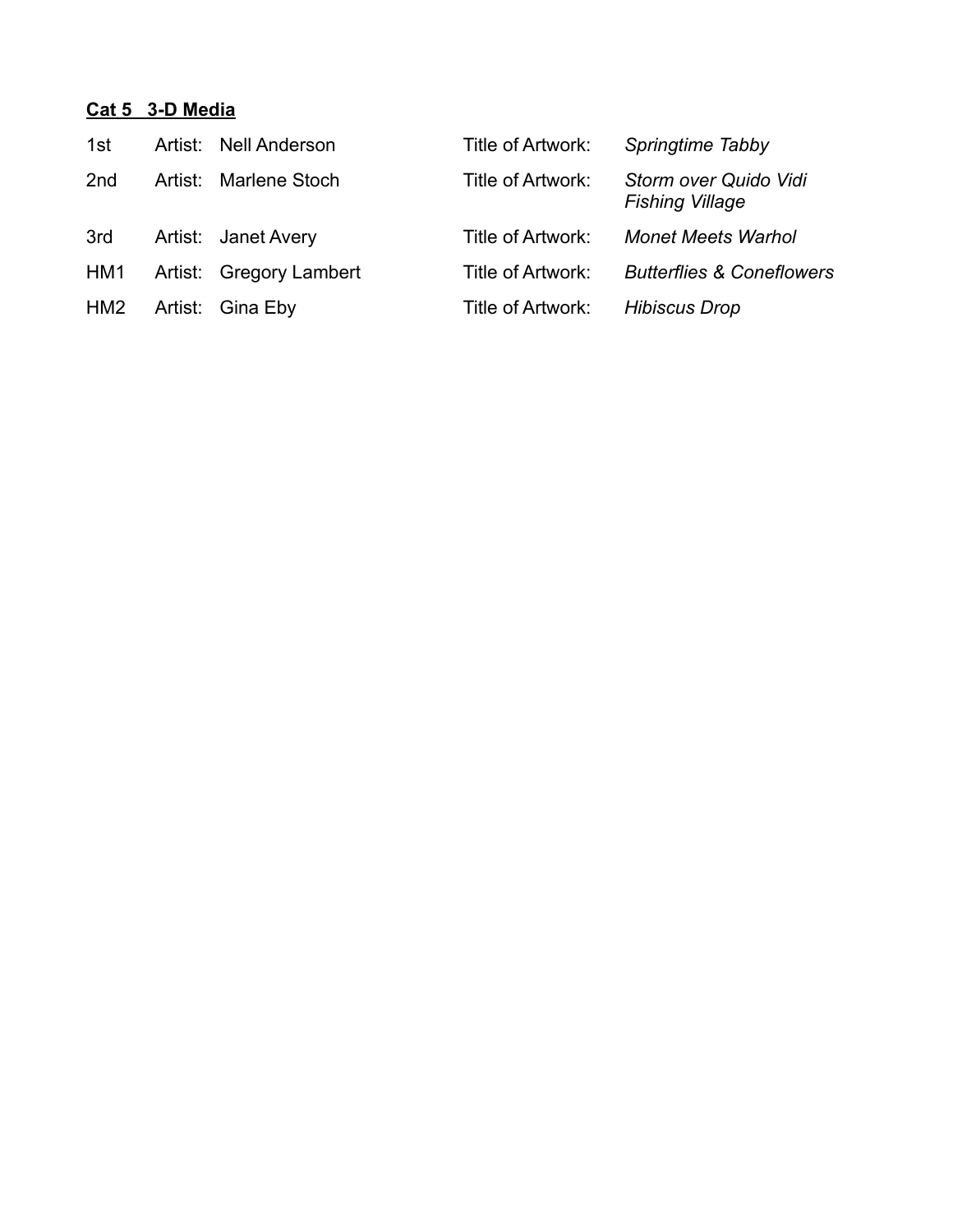**Cat 5 3-D Media**

| | | | | |
|---|---|---|---|---|
| 1st | Artist: | Nell Anderson | Title of Artwork: | *Springtime Tabby* |
| 2nd | Artist: | Marlene Stoch | Title of Artwork: | *Storm over Quido Vidi Fishing Village* |
| 3rd | Artist: | Janet Avery | Title of Artwork: | *Monet Meets Warhol* |
| HM1 | Artist: | Gregory Lambert | Title of Artwork: | *Butterflies & Coneflowers* |
| HM2 | Artist: | Gina Eby | Title of Artwork: | *Hibiscus Drop* |